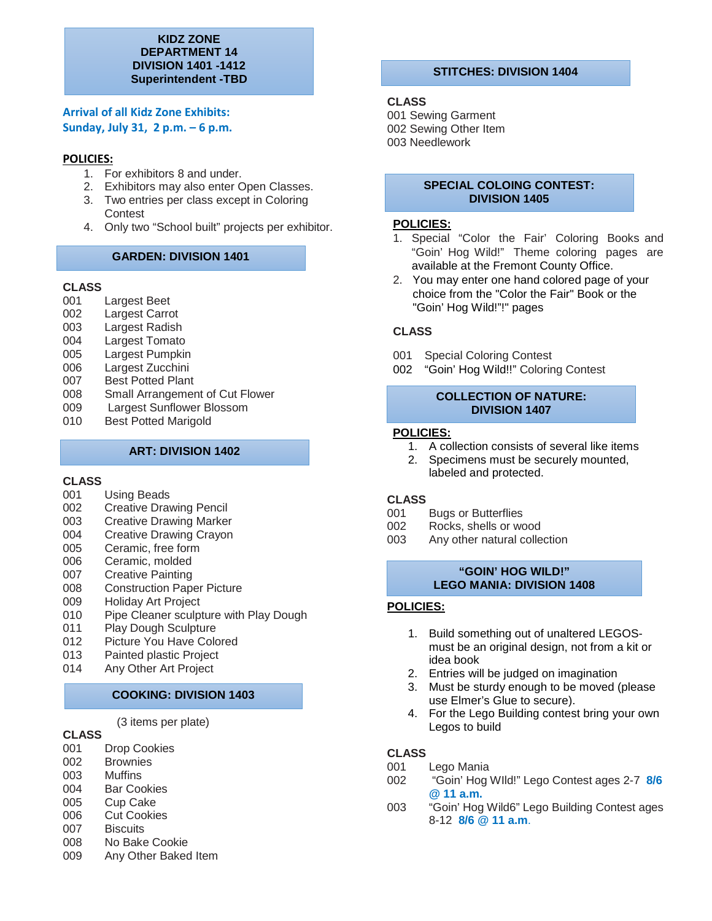## KIDZ ZONE
## DEPARTMENT 14
## DIVISION 1401 -1412
## Superintendent -TBD

**Arrival of all Kidz Zone Exhibits:**
**Sunday, July 31, 2 p.m. – 6 p.m.**

**POLICIES:**

1. For exhibitors 8 and under.
2. Exhibitors may also enter Open Classes.
3. Two entries per class except in Coloring Contest
4. Only two “School built” projects per exhibitor.

### GARDEN: DIVISION 1401

**CLASS**

001 Largest Beet
002 Largest Carrot
003 Largest Radish
004 Largest Tomato
005 Largest Pumpkin
006 Largest Zucchini
007 Best Potted Plant
008 Small Arrangement of Cut Flower
009 Largest Sunflower Blossom
010 Best Potted Marigold

### ART: DIVISION 1402

**CLASS**

001 Using Beads
002 Creative Drawing Pencil
003 Creative Drawing Marker
004 Creative Drawing Crayon
005 Ceramic, free form
006 Ceramic, molded
007 Creative Painting
008 Construction Paper Picture
009 Holiday Art Project
010 Pipe Cleaner sculpture with Play Dough
011 Play Dough Sculpture
012 Picture You Have Colored
013 Painted plastic Project
014 Any Other Art Project

### COOKING: DIVISION 1403

(3 items per plate)

**CLASS**

001 Drop Cookies
002 Brownies
003 Muffins
004 Bar Cookies
005 Cup Cake
006 Cut Cookies
007 Biscuits
008 No Bake Cookie
009 Any Other Baked Item

### STITCHES: DIVISION 1404

**CLASS**

001 Sewing Garment
002 Sewing Other Item
003 Needlework

### SPECIAL COLOING CONTEST: DIVISION 1405

**POLICIES:**

1. Special “Color the Fair’ Coloring Books and “Goin’ Hog Wild!” Theme coloring pages are available at the Fremont County Office.
2. You may enter one hand colored page of your choice from the "Color the Fair" Book or the "Goin’ Hog Wild!”!" pages

**CLASS**

001 Special Coloring Contest
002 “Goin’ Hog Wild!!” Coloring Contest

### COLLECTION OF NATURE: DIVISION 1407

**POLICIES:**

1. A collection consists of several like items
2. Specimens must be securely mounted, labeled and protected.

**CLASS**

001 Bugs or Butterflies
002 Rocks, shells or wood
003 Any other natural collection

### “GOIN’ HOG WILD!” LEGO MANIA: DIVISION 1408

**POLICIES:**

1. Build something out of unaltered LEGOS- must be an original design, not from a kit or idea book
2. Entries will be judged on imagination
3. Must be sturdy enough to be moved (please use Elmer’s Glue to secure).
4. For the Lego Building contest bring your own Legos to build

**CLASS**

001 Lego Mania
002 “Goin’ Hog WIld!” Lego Contest ages 2-7 **8/6 @ 11 a.m.**
003 “Goin’ Hog Wild6” Lego Building Contest ages 8-12 **8/6 @ 11 a.m.**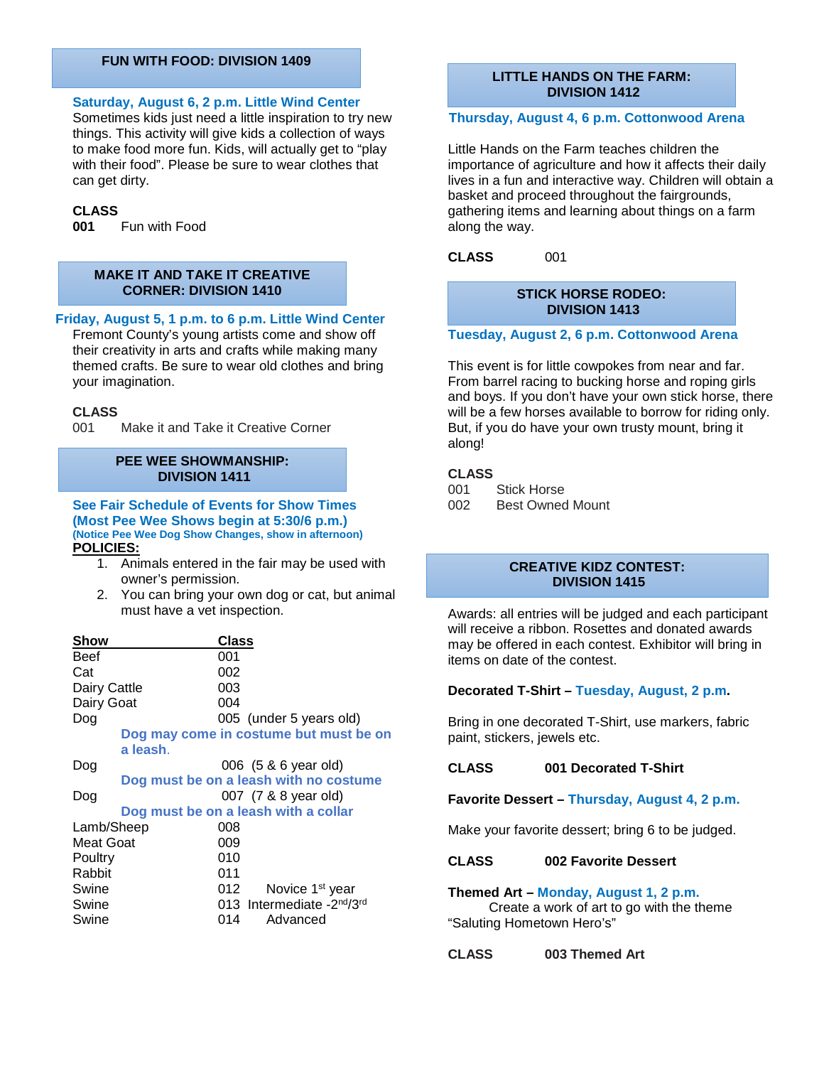## FUN WITH FOOD: DIVISION 1409

**Saturday, August 6, 2 p.m. Little Wind Center**

Sometimes kids just need a little inspiration to try new things. This activity will give kids a collection of ways to make food more fun. Kids, will actually get to "play with their food". Please be sure to wear clothes that can get dirty.

**CLASS**

**001** Fun with Food

## MAKE IT AND TAKE IT CREATIVE CORNER: DIVISION 1410

**Friday, August 5, 1 p.m. to 6 p.m. Little Wind Center**

Fremont County's young artists come and show off their creativity in arts and crafts while making many themed crafts. Be sure to wear old clothes and bring your imagination.

**CLASS**

001 Make it and Take it Creative Corner

## PEE WEE SHOWMANSHIP: DIVISION 1411

**See Fair Schedule of Events for Show Times (Most Pee Wee Shows begin at 5:30/6 p.m.)**

**(Notice Pee Wee Dog Show Changes, show in afternoon)**

**POLICIES:**

1. Animals entered in the fair may be used with owner's permission.
2. You can bring your own dog or cat, but animal must have a vet inspection.

| Show | Class |
|---|---|
| Beef | 001 |
| Cat | 002 |
| Dairy Cattle | 003 |
| Dairy Goat | 004 |
| Dog | 005 (under 5 years old) |
| | **Dog may come in costume but must be on a leash.** |
| Dog | 006 (5 & 6 year old) |
| | **Dog must be on a leash with no costume** |
| Dog | 007 (7 & 8 year old) |
| | **Dog must be on a leash with a collar** |
| Lamb/Sheep | 008 |
| Meat Goat | 009 |
| Poultry | 010 |
| Rabbit | 011 |
| Swine | 012 Novice 1st year |
| Swine | 013 Intermediate -2nd/3rd |
| Swine | 014 Advanced |

## LITTLE HANDS ON THE FARM: DIVISION 1412

**Thursday, August 4, 6 p.m. Cottonwood Arena**

Little Hands on the Farm teaches children the importance of agriculture and how it affects their daily lives in a fun and interactive way. Children will obtain a basket and proceed throughout the fairgrounds, gathering items and learning about things on a farm along the way.

**CLASS** 001

## STICK HORSE RODEO: DIVISION 1413

**Tuesday, August 2, 6 p.m. Cottonwood Arena**

This event is for little cowpokes from near and far. From barrel racing to bucking horse and roping girls and boys. If you don't have your own stick horse, there will be a few horses available to borrow for riding only. But, if you do have your own trusty mount, bring it along!

**CLASS**

001 Stick Horse

002 Best Owned Mount

## CREATIVE KIDZ CONTEST: DIVISION 1415

Awards: all entries will be judged and each participant will receive a ribbon. Rosettes and donated awards may be offered in each contest. Exhibitor will bring in items on date of the contest.

**Decorated T-Shirt – Tuesday, August, 2 p.m.**

Bring in one decorated T-Shirt, use markers, fabric paint, stickers, jewels etc.

**CLASS 001 Decorated T-Shirt**

**Favorite Dessert – Thursday, August 4, 2 p.m.**

Make your favorite dessert; bring 6 to be judged.

**CLASS 002 Favorite Dessert**

**Themed Art – Monday, August 1, 2 p.m.**

Create a work of art to go with the theme "Saluting Hometown Hero's"

**CLASS 003 Themed Art**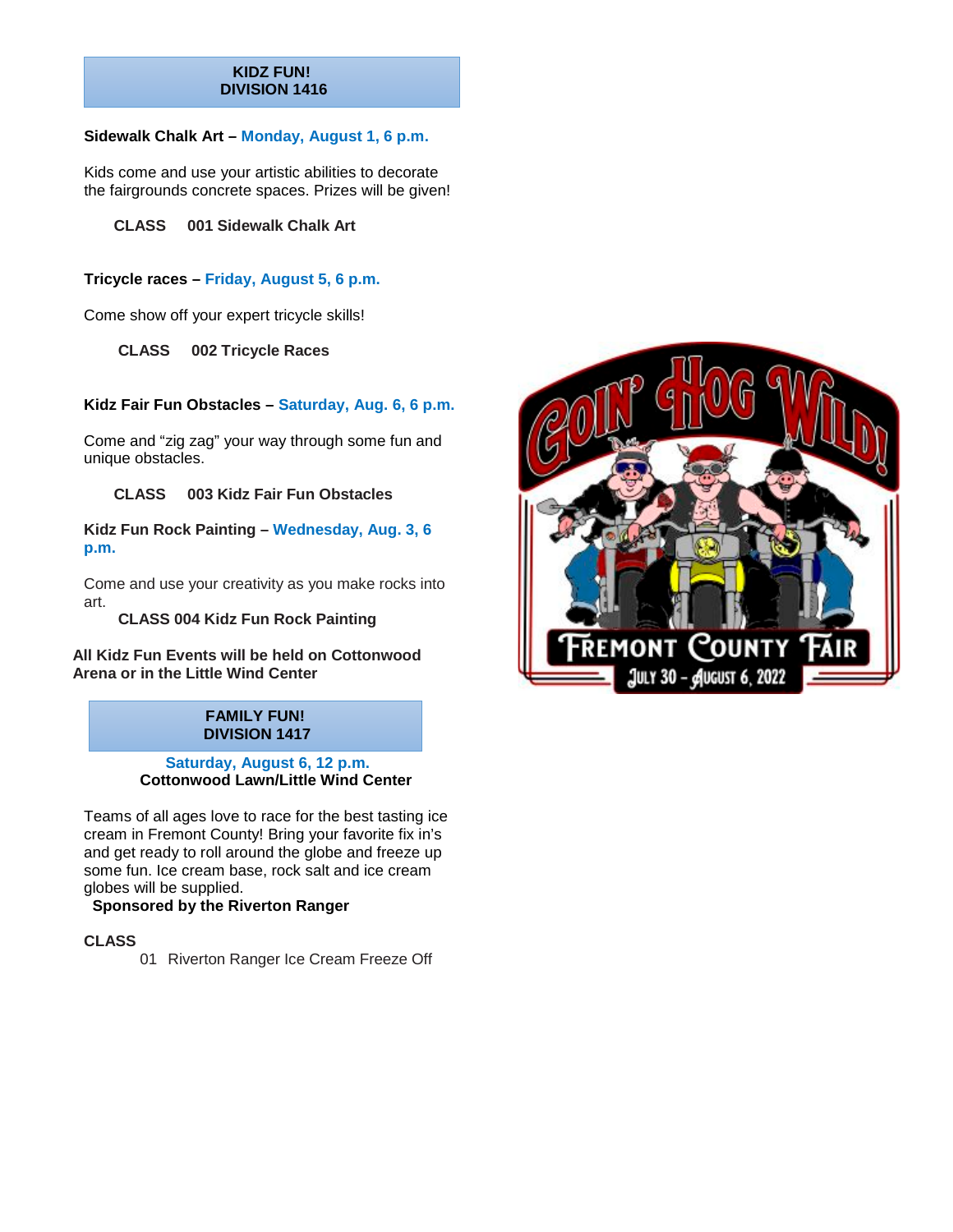## KIDZ FUN!
## DIVISION 1416

**Sidewalk Chalk Art – Monday, August 1, 6 p.m.**

Kids come and use your artistic abilities to decorate the fairgrounds concrete spaces. Prizes will be given!

**CLASS 001 Sidewalk Chalk Art**

**Tricycle races – Friday, August 5, 6 p.m.**

Come show off your expert tricycle skills!

**CLASS 002 Tricycle Races**

**Kidz Fair Fun Obstacles – Saturday, Aug. 6, 6 p.m.**

Come and "zig zag" your way through some fun and unique obstacles.

**CLASS 003 Kidz Fair Fun Obstacles**

**Kidz Fun Rock Painting – Wednesday, Aug. 3, 6 p.m.**

Come and use your creativity as you make rocks into art.

**CLASS 004 Kidz Fun Rock Painting**

**All Kidz Fun Events will be held on Cottonwood Arena or in the Little Wind Center**

## FAMILY FUN!
## DIVISION 1417

**Saturday, August 6, 12 p.m.**
**Cottonwood Lawn/Little Wind Center**

Teams of all ages love to race for the best tasting ice cream in Fremont County! Bring your favorite fix in's and get ready to roll around the globe and freeze up some fun. Ice cream base, rock salt and ice cream globes will be supplied.

**Sponsored by the Riverton Ranger**

**CLASS**

01 Riverton Ranger Ice Cream Freeze Off

GOIN' HOG WILD!
FREMONT COUNTY FAIR
JULY 30 – AUGUST 6, 2022